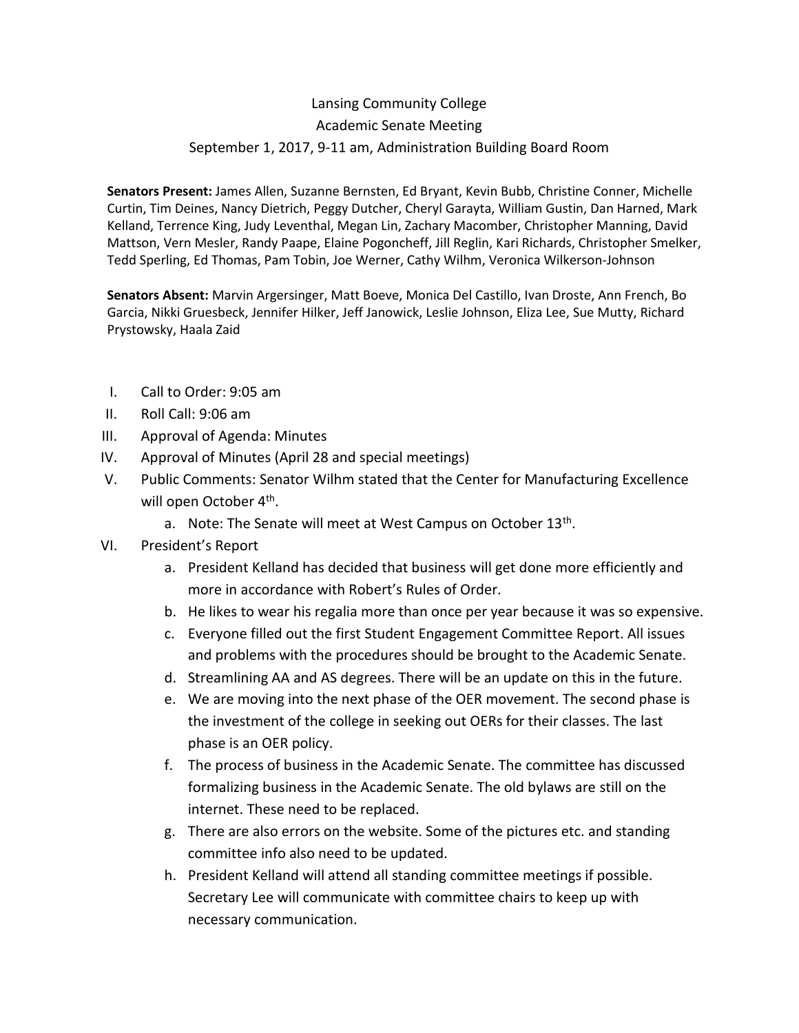# Lansing Community College
## Academic Senate Meeting
### September 1, 2017, 9-11 am, Administration Building Board Room

**Senators Present:** James Allen, Suzanne Bernsten, Ed Bryant, Kevin Bubb, Christine Conner, Michelle Curtin, Tim Deines, Nancy Dietrich, Peggy Dutcher, Cheryl Garayta, William Gustin, Dan Harned, Mark Kelland, Terrence King, Judy Leventhal, Megan Lin, Zachary Macomber, Christopher Manning, David Mattson, Vern Mesler, Randy Paape, Elaine Pogoncheff, Jill Reglin, Kari Richards, Christopher Smelker, Tedd Sperling, Ed Thomas, Pam Tobin, Joe Werner, Cathy Wilhm, Veronica Wilkerson-Johnson

**Senators Absent:** Marvin Argersinger, Matt Boeve, Monica Del Castillo, Ivan Droste, Ann French, Bo Garcia, Nikki Gruesbeck, Jennifer Hilker, Jeff Janowick, Leslie Johnson, Eliza Lee, Sue Mutty, Richard Prystowsky, Haala Zaid

I. Call to Order: 9:05 am

II. Roll Call: 9:06 am

III. Approval of Agenda: Minutes

IV. Approval of Minutes (April 28 and special meetings)

V. Public Comments: Senator Wilhm stated that the Center for Manufacturing Excellence will open October 4th.
   a. Note: The Senate will meet at West Campus on October 13th.

VI. President's Report
   a. President Kelland has decided that business will get done more efficiently and more in accordance with Robert's Rules of Order.
   b. He likes to wear his regalia more than once per year because it was so expensive.
   c. Everyone filled out the first Student Engagement Committee Report. All issues and problems with the procedures should be brought to the Academic Senate.
   d. Streamlining AA and AS degrees. There will be an update on this in the future.
   e. We are moving into the next phase of the OER movement. The second phase is the investment of the college in seeking out OERs for their classes. The last phase is an OER policy.
   f. The process of business in the Academic Senate. The committee has discussed formalizing business in the Academic Senate. The old bylaws are still on the internet. These need to be replaced.
   g. There are also errors on the website. Some of the pictures etc. and standing committee info also need to be updated.
   h. President Kelland will attend all standing committee meetings if possible. Secretary Lee will communicate with committee chairs to keep up with necessary communication.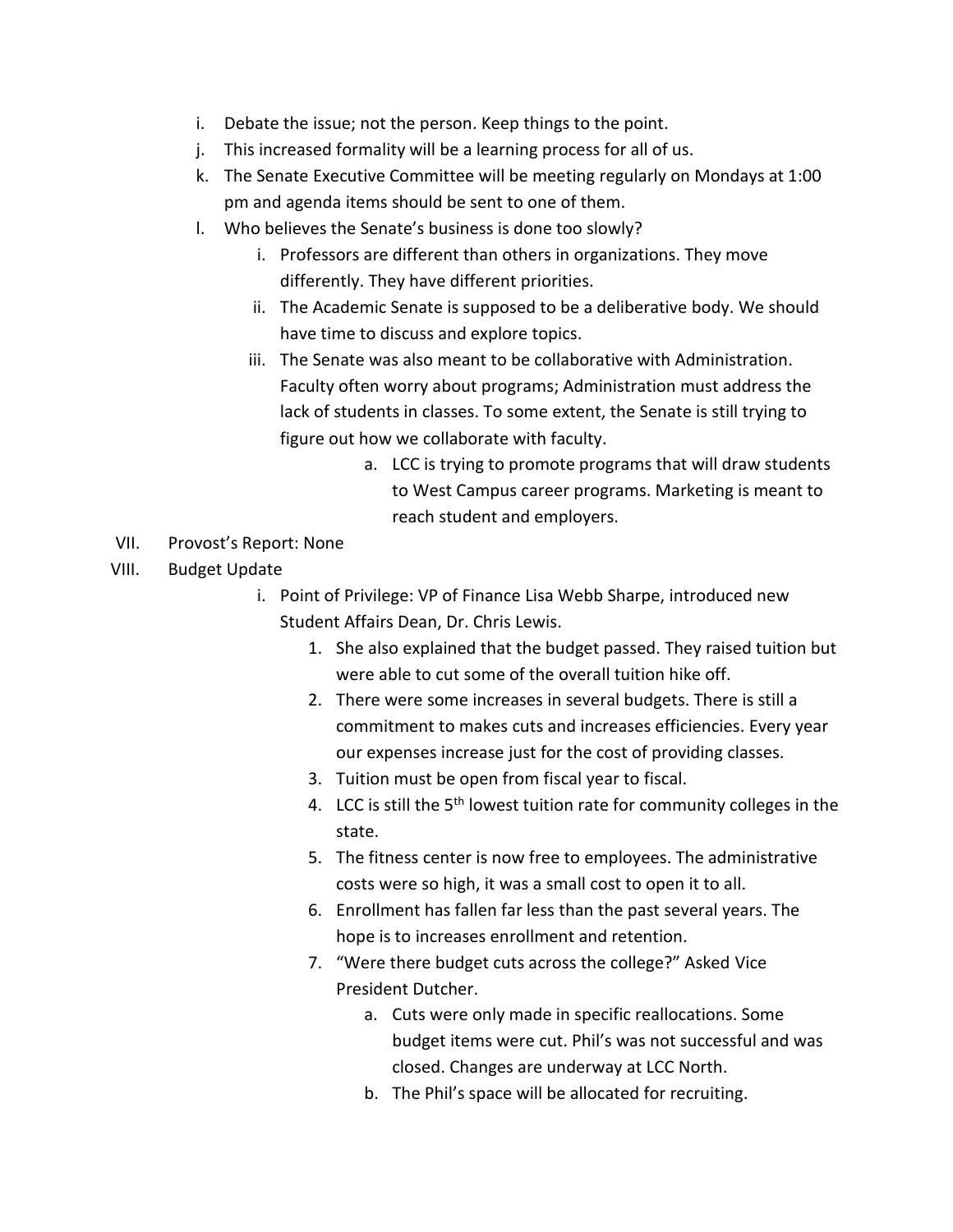i. Debate the issue; not the person. Keep things to the point.
j. This increased formality will be a learning process for all of us.
k. The Senate Executive Committee will be meeting regularly on Mondays at 1:00 pm and agenda items should be sent to one of them.
l. Who believes the Senate's business is done too slowly?
    - i. Professors are different than others in organizations. They move differently. They have different priorities.
    - ii. The Academic Senate is supposed to be a deliberative body. We should have time to discuss and explore topics.
    - iii. The Senate was also meant to be collaborative with Administration. Faculty often worry about programs; Administration must address the lack of students in classes. To some extent, the Senate is still trying to figure out how we collaborate with faculty.
        - a. LCC is trying to promote programs that will draw students to West Campus career programs. Marketing is meant to reach student and employers.

VII. Provost's Report: None

VIII. Budget Update

- i. Point of Privilege: VP of Finance Lisa Webb Sharpe, introduced new Student Affairs Dean, Dr. Chris Lewis.
    1. She also explained that the budget passed. They raised tuition but were able to cut some of the overall tuition hike off.
    2. There were some increases in several budgets. There is still a commitment to makes cuts and increases efficiencies. Every year our expenses increase just for the cost of providing classes.
    3. Tuition must be open from fiscal year to fiscal.
    4. LCC is still the 5th lowest tuition rate for community colleges in the state.
    5. The fitness center is now free to employees. The administrative costs were so high, it was a small cost to open it to all.
    6. Enrollment has fallen far less than the past several years. The hope is to increases enrollment and retention.
    7. "Were there budget cuts across the college?" Asked Vice President Dutcher.
        - a. Cuts were only made in specific reallocations. Some budget items were cut. Phil's was not successful and was closed. Changes are underway at LCC North.
        - b. The Phil's space will be allocated for recruiting.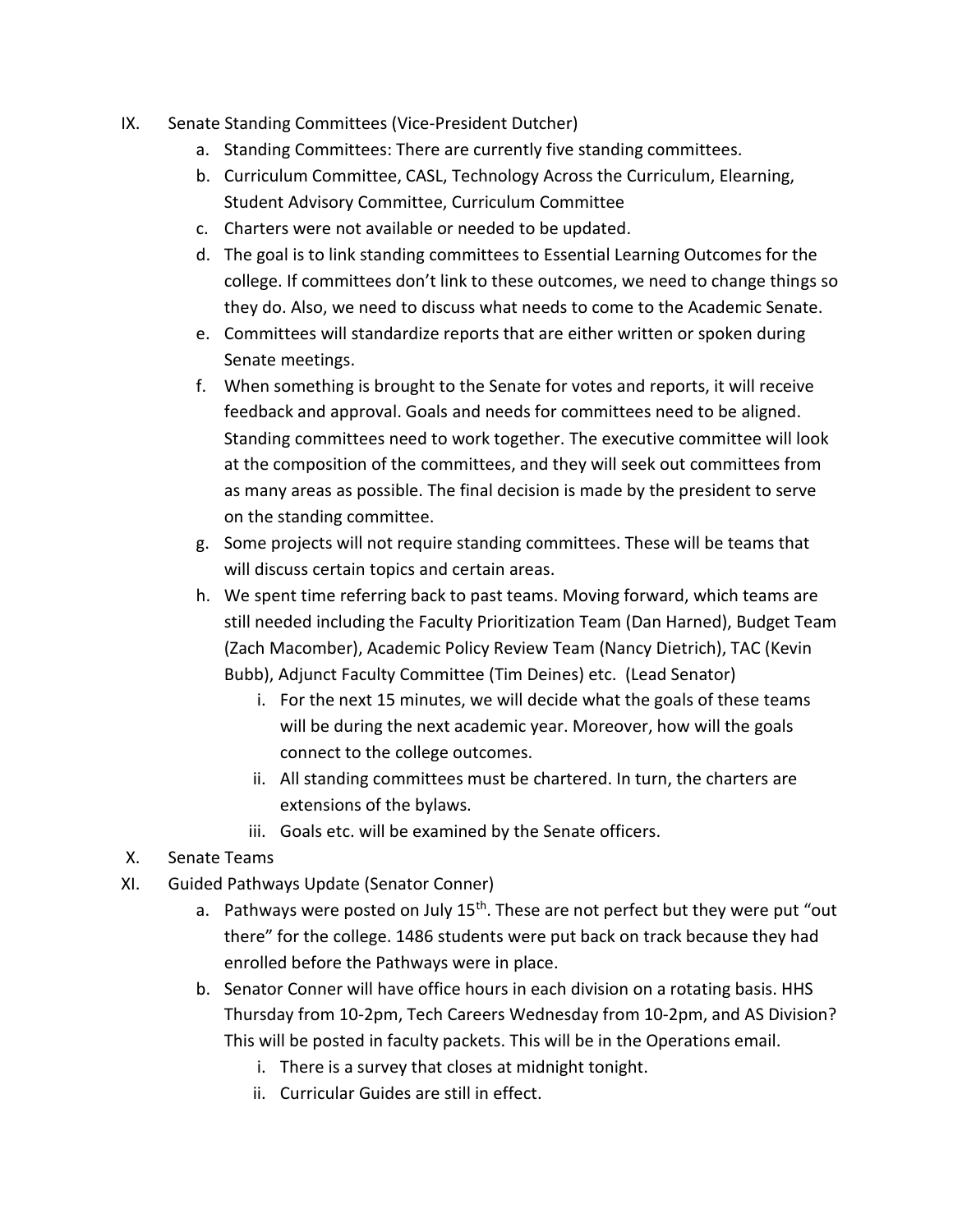IX. Senate Standing Committees (Vice-President Dutcher)
   a. Standing Committees: There are currently five standing committees.
   b. Curriculum Committee, CASL, Technology Across the Curriculum, Elearning, Student Advisory Committee, Curriculum Committee
   c. Charters were not available or needed to be updated.
   d. The goal is to link standing committees to Essential Learning Outcomes for the college. If committees don't link to these outcomes, we need to change things so they do. Also, we need to discuss what needs to come to the Academic Senate.
   e. Committees will standardize reports that are either written or spoken during Senate meetings.
   f. When something is brought to the Senate for votes and reports, it will receive feedback and approval. Goals and needs for committees need to be aligned. Standing committees need to work together. The executive committee will look at the composition of the committees, and they will seek out committees from as many areas as possible. The final decision is made by the president to serve on the standing committee.
   g. Some projects will not require standing committees. These will be teams that will discuss certain topics and certain areas.
   h. We spent time referring back to past teams. Moving forward, which teams are still needed including the Faculty Prioritization Team (Dan Harned), Budget Team (Zach Macomber), Academic Policy Review Team (Nancy Dietrich), TAC (Kevin Bubb), Adjunct Faculty Committee (Tim Deines) etc. (Lead Senator)
      i. For the next 15 minutes, we will decide what the goals of these teams will be during the next academic year. Moreover, how will the goals connect to the college outcomes.
      ii. All standing committees must be chartered. In turn, the charters are extensions of the bylaws.
      iii. Goals etc. will be examined by the Senate officers.

X. Senate Teams

XI. Guided Pathways Update (Senator Conner)
   a. Pathways were posted on July 15th. These are not perfect but they were put "out there" for the college. 1486 students were put back on track because they had enrolled before the Pathways were in place.
   b. Senator Conner will have office hours in each division on a rotating basis. HHS Thursday from 10-2pm, Tech Careers Wednesday from 10-2pm, and AS Division? This will be posted in faculty packets. This will be in the Operations email.
      i. There is a survey that closes at midnight tonight.
      ii. Curricular Guides are still in effect.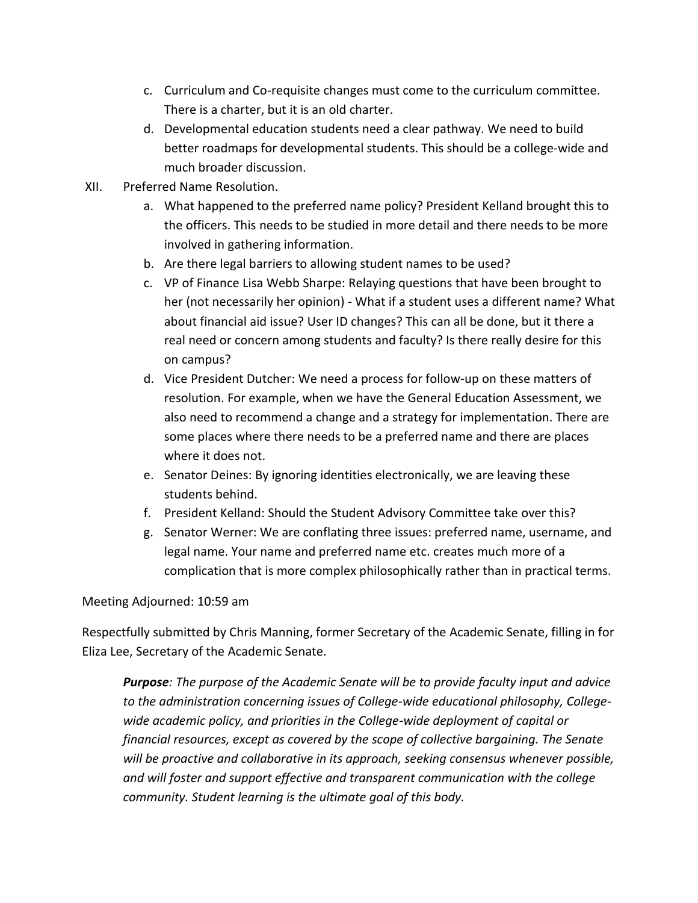c. Curriculum and Co-requisite changes must come to the curriculum committee. There is a charter, but it is an old charter.
d. Developmental education students need a clear pathway. We need to build better roadmaps for developmental students. This should be a college-wide and much broader discussion.

XII. Preferred Name Resolution.

a. What happened to the preferred name policy? President Kelland brought this to the officers. This needs to be studied in more detail and there needs to be more involved in gathering information.
b. Are there legal barriers to allowing student names to be used?
c. VP of Finance Lisa Webb Sharpe: Relaying questions that have been brought to her (not necessarily her opinion) - What if a student uses a different name? What about financial aid issue? User ID changes? This can all be done, but it there a real need or concern among students and faculty? Is there really desire for this on campus?
d. Vice President Dutcher: We need a process for follow-up on these matters of resolution. For example, when we have the General Education Assessment, we also need to recommend a change and a strategy for implementation. There are some places where there needs to be a preferred name and there are places where it does not.
e. Senator Deines: By ignoring identities electronically, we are leaving these students behind.
f. President Kelland: Should the Student Advisory Committee take over this?
g. Senator Werner: We are conflating three issues: preferred name, username, and legal name. Your name and preferred name etc. creates much more of a complication that is more complex philosophically rather than in practical terms.

Meeting Adjourned: 10:59 am

Respectfully submitted by Chris Manning, former Secretary of the Academic Senate, filling in for Eliza Lee, Secretary of the Academic Senate.

> ***Purpose****: The purpose of the Academic Senate will be to provide faculty input and advice to the administration concerning issues of College-wide educational philosophy, College-wide academic policy, and priorities in the College-wide deployment of capital or financial resources, except as covered by the scope of collective bargaining. The Senate will be proactive and collaborative in its approach, seeking consensus whenever possible, and will foster and support effective and transparent communication with the college community. Student learning is the ultimate goal of this body.*